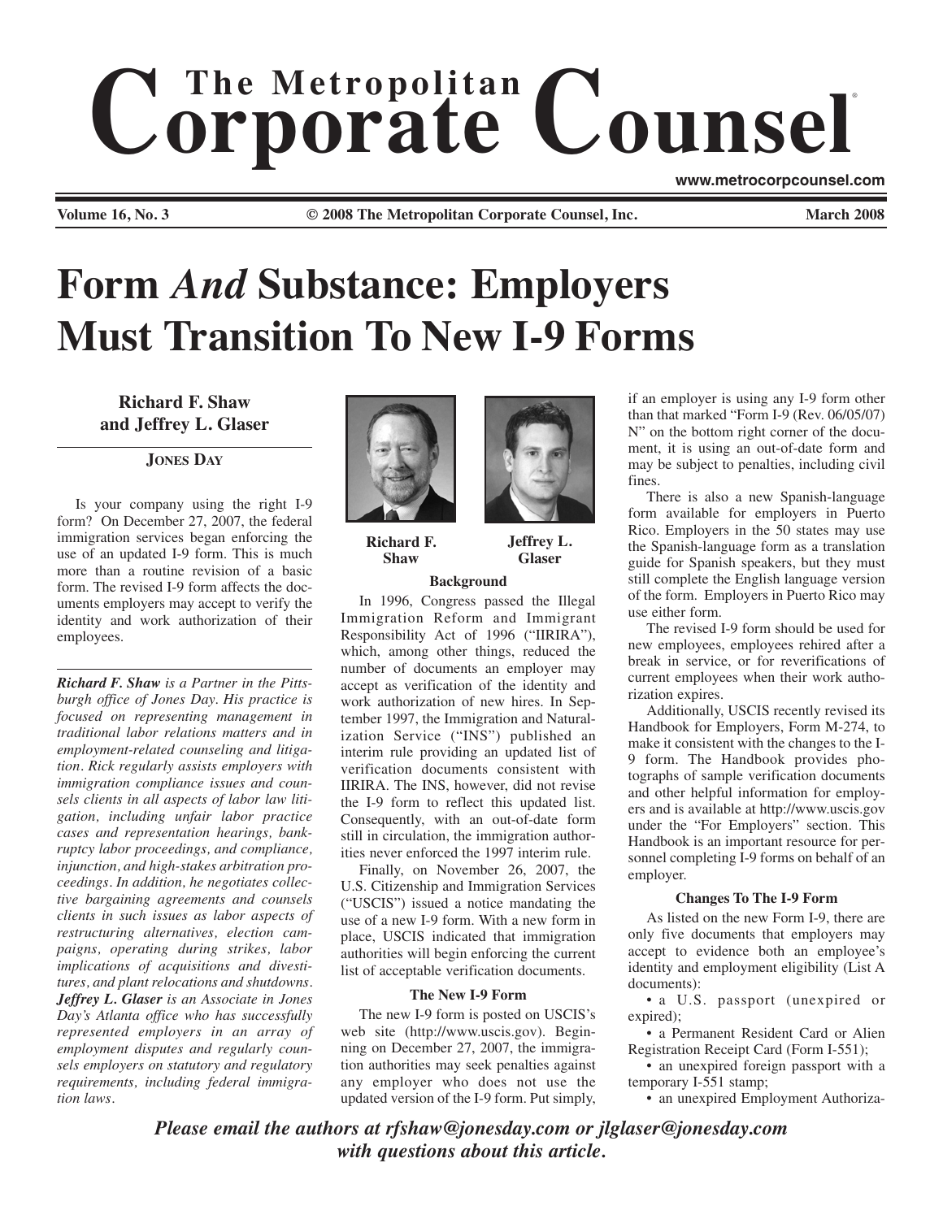# The Metropolitan Corporate Counsel

www.metrocorpcounsel.com

Volume 16, No. 3 © 2008 The Metropolitan Corporate Counsel, Inc. March 2008

# Form *And* Substance: Employers Must Transition To New I-9 Forms

**Richard F. Shaw and Jeffrey L. Glaser**

**JONES DAY**

Is your company using the right I-9 form? On December 27, 2007, the federal immigration services began enforcing the use of an updated I-9 form. This is much more than a routine revision of a basic form. The revised I-9 form affects the documents employers may accept to verify the identity and work authorization of their employees.

***Richard F. Shaw** is a Partner in the Pittsburgh office of Jones Day. His practice is focused on representing management in traditional labor relations matters and in employment-related counseling and litigation. Rick regularly assists employers with immigration compliance issues and counsels clients in all aspects of labor law litigation, including unfair labor practice cases and representation hearings, bankruptcy labor proceedings, and compliance, injunction, and high-stakes arbitration proceedings. In addition, he negotiates collective bargaining agreements and counsels clients in such issues as labor aspects of restructuring alternatives, election campaigns, operating during strikes, labor implications of acquisitions and divestitures, and plant relocations and shutdowns. **Jeffrey L. Glaser** is an Associate in Jones Day's Atlanta office who has successfully represented employers in an array of employment disputes and regularly counsels employers on statutory and regulatory requirements, including federal immigration laws.*

**Richard F. Shaw**

**Jeffrey L. Glaser**

#### Background

In 1996, Congress passed the Illegal Immigration Reform and Immigrant Responsibility Act of 1996 ("IIRIRA"), which, among other things, reduced the number of documents an employer may accept as verification of the identity and work authorization of new hires. In September 1997, the Immigration and Naturalization Service ("INS") published an interim rule providing an updated list of verification documents consistent with IIRIRA. The INS, however, did not revise the I-9 form to reflect this updated list. Consequently, with an out-of-date form still in circulation, the immigration authorities never enforced the 1997 interim rule.

Finally, on November 26, 2007, the U.S. Citizenship and Immigration Services ("USCIS") issued a notice mandating the use of a new I-9 form. With a new form in place, USCIS indicated that immigration authorities will begin enforcing the current list of acceptable verification documents.

#### The New I-9 Form

The new I-9 form is posted on USCIS's web site (http://www.uscis.gov). Beginning on December 27, 2007, the immigration authorities may seek penalties against any employer who does not use the updated version of the I-9 form. Put simply, if an employer is using any I-9 form other than that marked "Form I-9 (Rev. 06/05/07) N" on the bottom right corner of the document, it is using an out-of-date form and may be subject to penalties, including civil fines.

There is also a new Spanish-language form available for employers in Puerto Rico. Employers in the 50 states may use the Spanish-language form as a translation guide for Spanish speakers, but they must still complete the English language version of the form. Employers in Puerto Rico may use either form.

The revised I-9 form should be used for new employees, employees rehired after a break in service, or for reverifications of current employees when their work authorization expires.

Additionally, USCIS recently revised its Handbook for Employers, Form M-274, to make it consistent with the changes to the I-9 form. The Handbook provides photographs of sample verification documents and other helpful information for employers and is available at http://www.uscis.gov under the "For Employers" section. This Handbook is an important resource for personnel completing I-9 forms on behalf of an employer.

#### Changes To The I-9 Form

As listed on the new Form I-9, there are only five documents that employers may accept to evidence both an employee's identity and employment eligibility (List A documents):

- a U.S. passport (unexpired or expired);
- a Permanent Resident Card or Alien Registration Receipt Card (Form I-551);
- an unexpired foreign passport with a temporary I-551 stamp;
- an unexpired Employment Authoriza-

***Please email the authors at rfshaw@jonesday.com or jlglaser@jonesday.com with questions about this article.***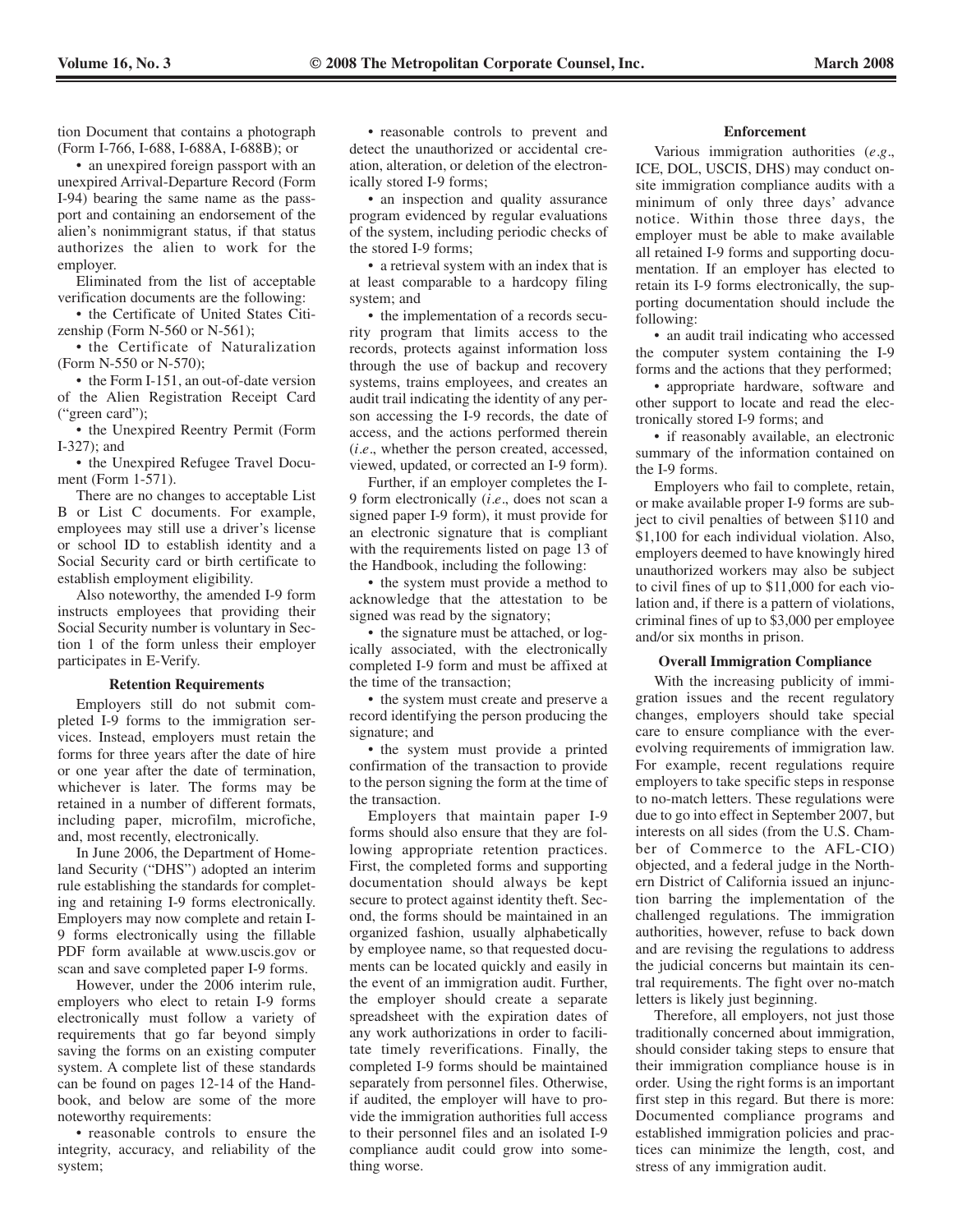tion Document that contains a photograph (Form I-766, I-688, I-688A, I-688B); or

- an unexpired foreign passport with an unexpired Arrival-Departure Record (Form I-94) bearing the same name as the passport and containing an endorsement of the alien's nonimmigrant status, if that status authorizes the alien to work for the employer.

Eliminated from the list of acceptable verification documents are the following:

- the Certificate of United States Citizenship (Form N-560 or N-561);
- the Certificate of Naturalization (Form N-550 or N-570);
- the Form I-151, an out-of-date version of the Alien Registration Receipt Card ("green card");
- the Unexpired Reentry Permit (Form I-327); and
- the Unexpired Refugee Travel Document (Form 1-571).

There are no changes to acceptable List B or List C documents. For example, employees may still use a driver's license or school ID to establish identity and a Social Security card or birth certificate to establish employment eligibility.

Also noteworthy, the amended I-9 form instructs employees that providing their Social Security number is voluntary in Section 1 of the form unless their employer participates in E-Verify.

### Retention Requirements

Employers still do not submit completed I-9 forms to the immigration services. Instead, employers must retain the forms for three years after the date of hire or one year after the date of termination, whichever is later. The forms may be retained in a number of different formats, including paper, microfilm, microfiche, and, most recently, electronically.

In June 2006, the Department of Homeland Security ("DHS") adopted an interim rule establishing the standards for completing and retaining I-9 forms electronically. Employers may now complete and retain I-9 forms electronically using the fillable PDF form available at www.uscis.gov or scan and save completed paper I-9 forms.

However, under the 2006 interim rule, employers who elect to retain I-9 forms electronically must follow a variety of requirements that go far beyond simply saving the forms on an existing computer system. A complete list of these standards can be found on pages 12-14 of the Handbook, and below are some of the more noteworthy requirements:

- reasonable controls to ensure the integrity, accuracy, and reliability of the system;
- reasonable controls to prevent and detect the unauthorized or accidental creation, alteration, or deletion of the electronically stored I-9 forms;
- an inspection and quality assurance program evidenced by regular evaluations of the system, including periodic checks of the stored I-9 forms;
- a retrieval system with an index that is at least comparable to a hardcopy filing system; and
- the implementation of a records security program that limits access to the records, protects against information loss through the use of backup and recovery systems, trains employees, and creates an audit trail indicating the identity of any person accessing the I-9 records, the date of access, and the actions performed therein (*i.e*., whether the person created, accessed, viewed, updated, or corrected an I-9 form).

Further, if an employer completes the I-9 form electronically (*i.e*., does not scan a signed paper I-9 form), it must provide for an electronic signature that is compliant with the requirements listed on page 13 of the Handbook, including the following:

- the system must provide a method to acknowledge that the attestation to be signed was read by the signatory;
- the signature must be attached, or logically associated, with the electronically completed I-9 form and must be affixed at the time of the transaction;
- the system must create and preserve a record identifying the person producing the signature; and
- the system must provide a printed confirmation of the transaction to provide to the person signing the form at the time of the transaction.

Employers that maintain paper I-9 forms should also ensure that they are following appropriate retention practices. First, the completed forms and supporting documentation should always be kept secure to protect against identity theft. Second, the forms should be maintained in an organized fashion, usually alphabetically by employee name, so that requested documents can be located quickly and easily in the event of an immigration audit. Further, the employer should create a separate spreadsheet with the expiration dates of any work authorizations in order to facilitate timely reverifications. Finally, the completed I-9 forms should be maintained separately from personnel files. Otherwise, if audited, the employer will have to provide the immigration authorities full access to their personnel files and an isolated I-9 compliance audit could grow into something worse.

### Enforcement

Various immigration authorities (*e.g*., ICE, DOL, USCIS, DHS) may conduct onsite immigration compliance audits with a minimum of only three days' advance notice. Within those three days, the employer must be able to make available all retained I-9 forms and supporting documentation. If an employer has elected to retain its I-9 forms electronically, the supporting documentation should include the following:

- an audit trail indicating who accessed the computer system containing the I-9 forms and the actions that they performed;
- appropriate hardware, software and other support to locate and read the electronically stored I-9 forms; and
- if reasonably available, an electronic summary of the information contained on the I-9 forms.

Employers who fail to complete, retain, or make available proper I-9 forms are subject to civil penalties of between \$110 and \$1,100 for each individual violation. Also, employers deemed to have knowingly hired unauthorized workers may also be subject to civil fines of up to \$11,000 for each violation and, if there is a pattern of violations, criminal fines of up to \$3,000 per employee and/or six months in prison.

### Overall Immigration Compliance

With the increasing publicity of immigration issues and the recent regulatory changes, employers should take special care to ensure compliance with the ever-evolving requirements of immigration law. For example, recent regulations require employers to take specific steps in response to no-match letters. These regulations were due to go into effect in September 2007, but interests on all sides (from the U.S. Chamber of Commerce to the AFL-CIO) objected, and a federal judge in the Northern District of California issued an injunction barring the implementation of the challenged regulations. The immigration authorities, however, refuse to back down and are revising the regulations to address the judicial concerns but maintain its central requirements. The fight over no-match letters is likely just beginning.

Therefore, all employers, not just those traditionally concerned about immigration, should consider taking steps to ensure that their immigration compliance house is in order. Using the right forms is an important first step in this regard. But there is more: Documented compliance programs and established immigration policies and practices can minimize the length, cost, and stress of any immigration audit.